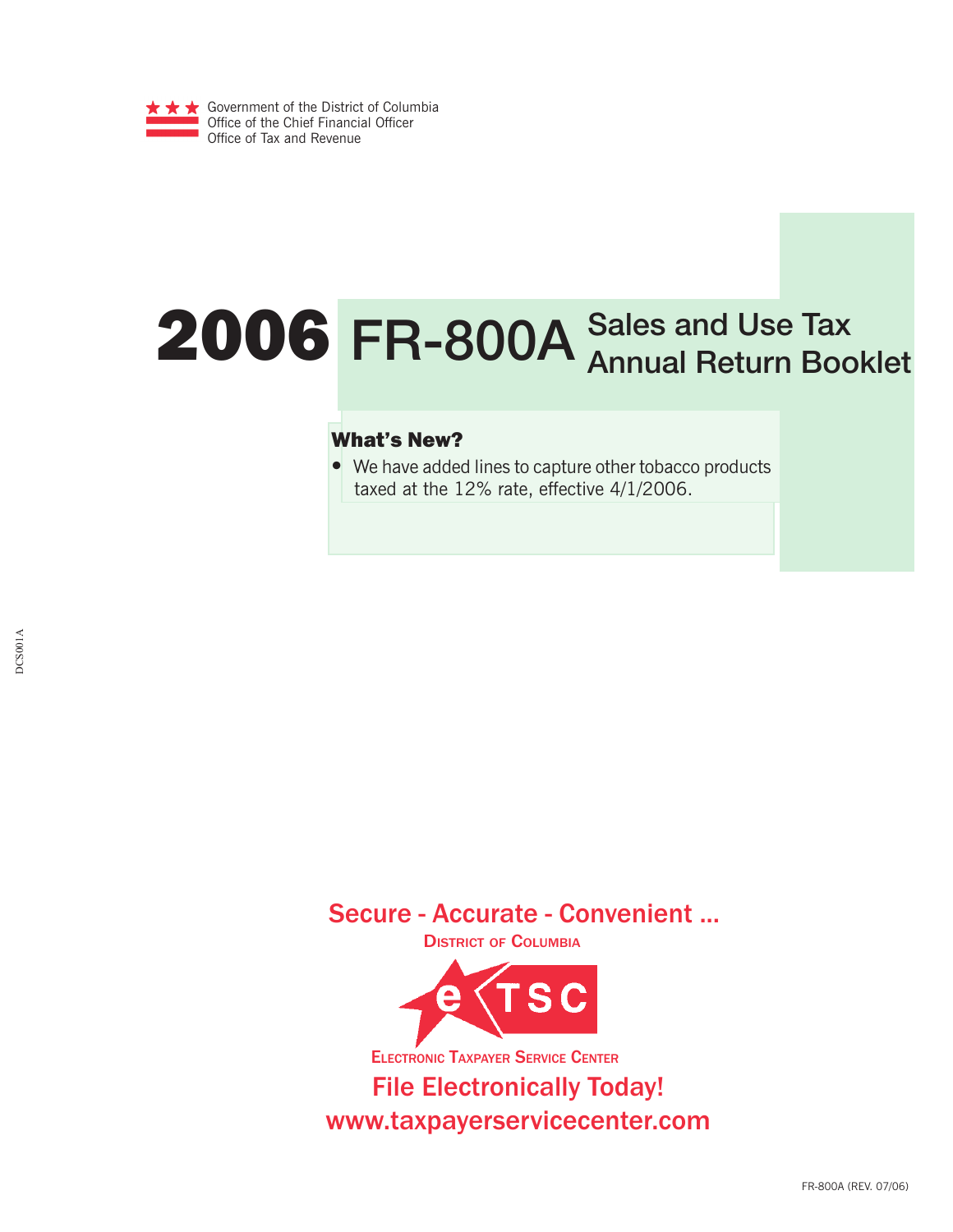Government of the District of Columbia
Office of the Chief Financial Officer
Office of Tax and Revenue

# 2006 FR-800A Sales and Use Tax Annual Return Booklet

## What's New?

- We have added lines to capture other tobacco products taxed at the 12% rate, effective 4/1/2006.

DCS001A

**Secure - Accurate - Convenient ...**

DISTRICT OF COLUMBIA

eTSC

ELECTRONIC TAXPAYER SERVICE CENTER

**File Electronically Today!**

**www.taxpayerservicecenter.com**

FR-800A (REV. 07/06)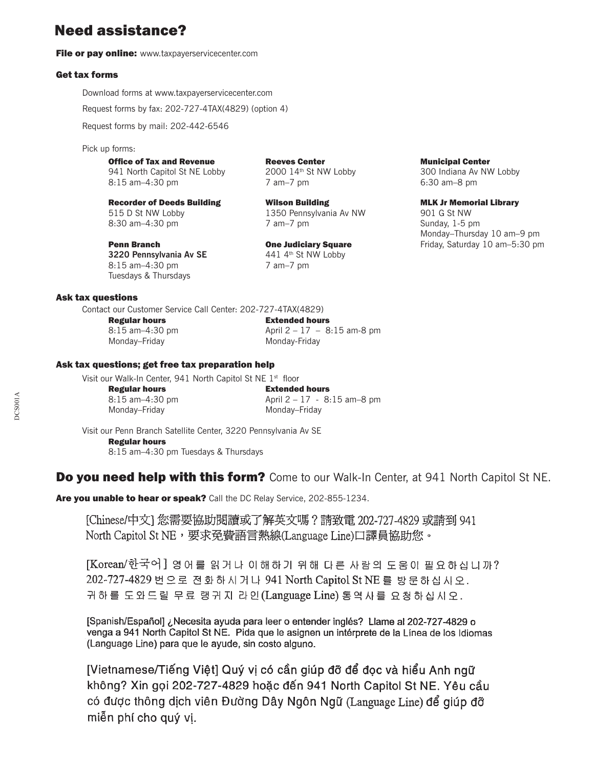# Need assistance?

**File or pay online:** www.taxpayerservicecenter.com

### Get tax forms

Download forms at www.taxpayerservicecenter.com

Request forms by fax: 202-727-4TAX(4829) (option 4)

Request forms by mail: 202-442-6546

Pick up forms:

**Office of Tax and Revenue**
941 North Capitol St NE Lobby
8:15 am–4:30 pm

**Recorder of Deeds Building**
515 D St NW Lobby
8:30 am–4:30 pm

**Penn Branch**
**3220 Pennsylvania Av SE**
8:15 am–4:30 pm
Tuesdays & Thursdays

**Reeves Center**
2000 14th St NW Lobby
7 am–7 pm

**Wilson Building**
1350 Pennsylvania Av NW
7 am–7 pm

**One Judiciary Square**
441 4th St NW Lobby
7 am–7 pm

**Municipal Center**
300 Indiana Av NW Lobby
6:30 am–8 pm

**MLK Jr Memorial Library**
901 G St NW
Sunday, 1-5 pm
Monday–Thursday 10 am–9 pm
Friday, Saturday 10 am–5:30 pm

### Ask tax questions

Contact our Customer Service Call Center: 202-727-4TAX(4829)

| Regular hours | Extended hours |
|---|---|
| 8:15 am–4:30 pm | April 2 – 17 – 8:15 am-8 pm |
| Monday–Friday | Monday-Friday |

### Ask tax questions; get free tax preparation help

Visit our Walk-In Center, 941 North Capitol St NE 1st floor

| Regular hours | Extended hours |
|---|---|
| 8:15 am–4:30 pm | April 2 – 17 - 8:15 am–8 pm |
| Monday–Friday | Monday–Friday |

Visit our Penn Branch Satellite Center, 3220 Pennsylvania Av SE

**Regular hours**
8:15 am–4:30 pm Tuesdays & Thursdays

## Do you need help with this form? Come to our Walk-In Center, at 941 North Capitol St NE.

**Are you unable to hear or speak?** Call the DC Relay Service, 202-855-1234.

[Chinese/中文] 您需要協助閱讀或了解英文嗎？請致電 202-727-4829 或請到 941 North Capitol St NE，要求免費語言熱線(Language Line)口譯員協助您。

[Korean/한국어] 영어를 읽거나 이해하기 위해 다른 사람의 도움이 필요하십니까? 202-727-4829 번으로 전화하시거나 941 North Capitol St NE 를 방문하십시오. 귀하를 도와드릴 무료 랭귀지 라인(Language Line) 통역사를 요청하십시오.

[Spanish/Español] ¿Necesita ayuda para leer o entender inglés? Llame al 202-727-4829 o venga a 941 North Capitol St NE. Pida que le asignen un intérprete de la Línea de los Idiomas (Language Line) para que le ayude, sin costo alguno.

[Vietnamese/Tiếng Việt] Quý vị có cần giúp đỡ để đọc và hiểu Anh ngữ không? Xin gọi 202-727-4829 hoặc đến 941 North Capitol St NE. Yêu cầu có được thông dịch viên Đường Dây Ngôn Ngữ (Language Line) để giúp đỡ miễn phí cho quý vị.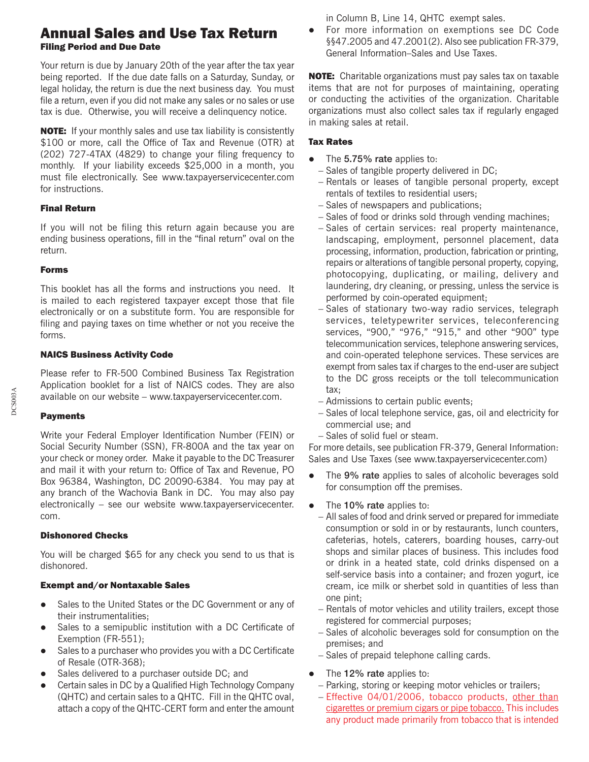# Annual Sales and Use Tax Return

### Filing Period and Due Date

Your return is due by January 20th of the year after the tax year being reported. If the due date falls on a Saturday, Sunday, or legal holiday, the return is due the next business day. You must file a return, even if you did not make any sales or no sales or use tax is due. Otherwise, you will receive a delinquency notice.

**NOTE:** If your monthly sales and use tax liability is consistently $100 or more, call the Office of Tax and Revenue (OTR) at (202) 727-4TAX (4829) to change your filing frequency to monthly. If your liability exceeds $25,000 in a month, you must file electronically. See www.taxpayerservicecenter.com for instructions.

### Final Return

If you will not be filing this return again because you are ending business operations, fill in the "final return" oval on the return.

### Forms

This booklet has all the forms and instructions you need. It is mailed to each registered taxpayer except those that file electronically or on a substitute form. You are responsible for filing and paying taxes on time whether or not you receive the forms.

### NAICS Business Activity Code

Please refer to FR-500 Combined Business Tax Registration Application booklet for a list of NAICS codes. They are also available on our website – www.taxpayerservicecenter.com.

### Payments

Write your Federal Employer Identification Number (FEIN) or Social Security Number (SSN), FR-800A and the tax year on your check or money order. Make it payable to the DC Treasurer and mail it with your return to: Office of Tax and Revenue, PO Box 96384, Washington, DC 20090-6384. You may pay at any branch of the Wachovia Bank in DC. You may also pay electronically – see our website www.taxpayerservicecenter.com.

### Dishonored Checks

You will be charged $65 for any check you send to us that is dishonored.

### Exempt and/or Nontaxable Sales

- Sales to the United States or the DC Government or any of their instrumentalities;
- Sales to a semipublic institution with a DC Certificate of Exemption (FR-551);
- Sales to a purchaser who provides you with a DC Certificate of Resale (OTR-368);
- Sales delivered to a purchaser outside DC; and
- Certain sales in DC by a Qualified High Technology Company (QHTC) and certain sales to a QHTC. Fill in the QHTC oval, attach a copy of the QHTC-CERT form and enter the amount in Column B, Line 14, QHTC exempt sales.
- For more information on exemptions see DC Code §§47.2005 and 47.2001(2). Also see publication FR-379, General Information–Sales and Use Taxes.

**NOTE:** Charitable organizations must pay sales tax on taxable items that are not for purposes of maintaining, operating or conducting the activities of the organization. Charitable organizations must also collect sales tax if regularly engaged in making sales at retail.

### Tax Rates

- The **5.75% rate** applies to:
  - Sales of tangible property delivered in DC;
  - Rentals or leases of tangible personal property, except rentals of textiles to residential users;
  - Sales of newspapers and publications;
  - Sales of food or drinks sold through vending machines;
  - Sales of certain services: real property maintenance, landscaping, employment, personnel placement, data processing, information, production, fabrication or printing, repairs or alterations of tangible personal property, copying, photocopying, duplicating, or mailing, delivery and laundering, dry cleaning, or pressing, unless the service is performed by coin-operated equipment;
  - Sales of stationary two-way radio services, telegraph services, teletypewriter services, teleconferencing services, "900," "976," "915," and other "900" type telecommunication services, telephone answering services, and coin-operated telephone services. These services are exempt from sales tax if charges to the end-user are subject to the DC gross receipts or the toll telecommunication tax;
  - Admissions to certain public events;
  - Sales of local telephone service, gas, oil and electricity for commercial use; and
  - Sales of solid fuel or steam.

For more details, see publication FR-379, General Information: Sales and Use Taxes (see www.taxpayerservicecenter.com)

- The **9% rate** applies to sales of alcoholic beverages sold for consumption off the premises.

- The **10% rate** applies to:
  - All sales of food and drink served or prepared for immediate consumption or sold in or by restaurants, lunch counters, cafeterias, hotels, caterers, boarding houses, carry-out shops and similar places of business. This includes food or drink in a heated state, cold drinks dispensed on a self-service basis into a container; and frozen yogurt, ice cream, ice milk or sherbet sold in quantities of less than one pint;
  - Rentals of motor vehicles and utility trailers, except those registered for commercial purposes;
  - Sales of alcoholic beverages sold for consumption on the premises; and
  - Sales of prepaid telephone calling cards.

- The **12% rate** applies to:
  - Parking, storing or keeping motor vehicles or trailers;
  - Effective 04/01/2006, tobacco products, other than cigarettes or premium cigars or pipe tobacco. This includes any product made primarily from tobacco that is intended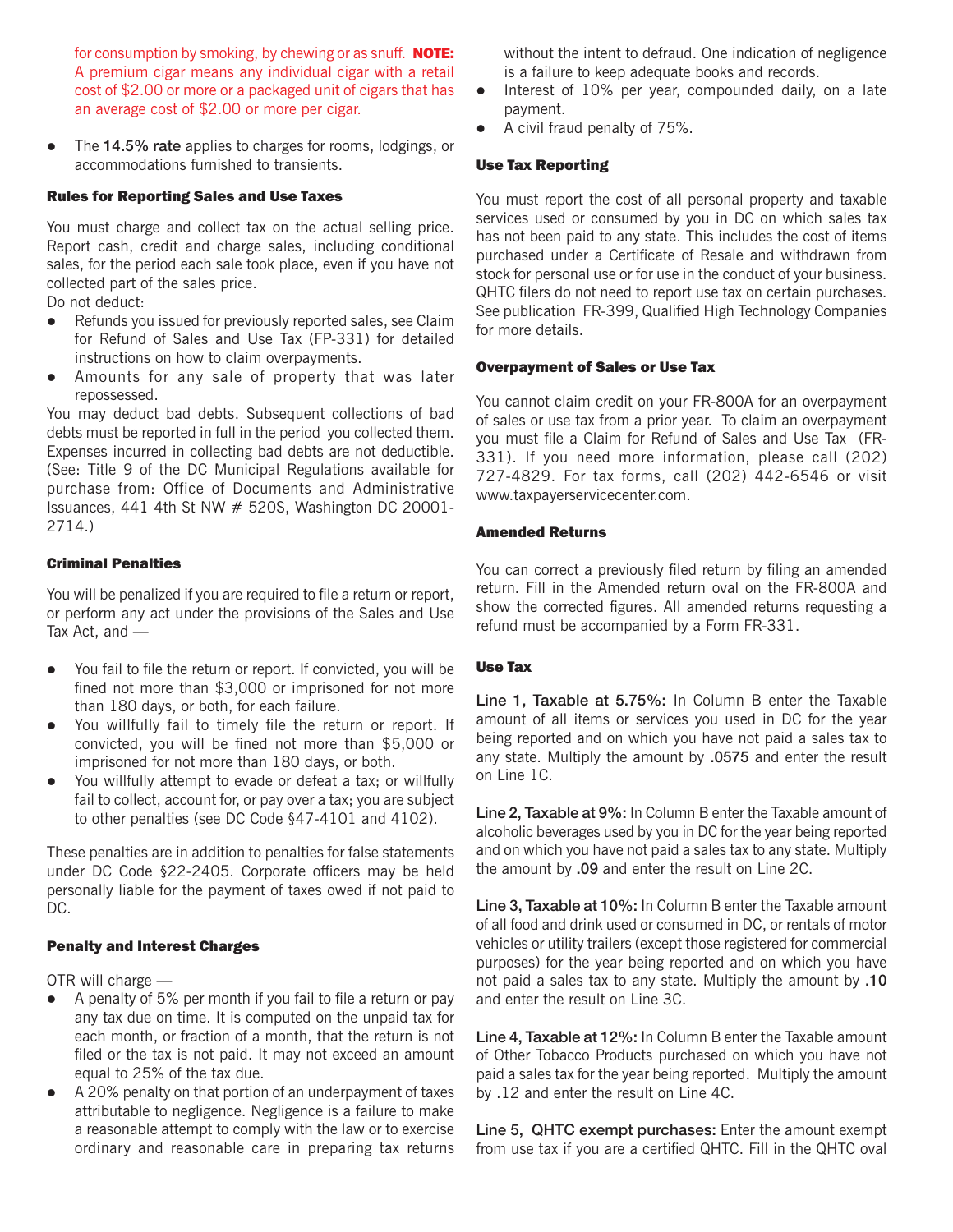for consumption by smoking, by chewing or as snuff. **NOTE:** A premium cigar means any individual cigar with a retail cost of $2.00 or more or a packaged unit of cigars that has an average cost of $2.00 or more per cigar.

- The **14.5% rate** applies to charges for rooms, lodgings, or accommodations furnished to transients.

**Rules for Reporting Sales and Use Taxes**

You must charge and collect tax on the actual selling price. Report cash, credit and charge sales, including conditional sales, for the period each sale took place, even if you have not collected part of the sales price.

Do not deduct:

- Refunds you issued for previously reported sales, see Claim for Refund of Sales and Use Tax (FP-331) for detailed instructions on how to claim overpayments.
- Amounts for any sale of property that was later repossessed.

You may deduct bad debts. Subsequent collections of bad debts must be reported in full in the period you collected them. Expenses incurred in collecting bad debts are not deductible. (See: Title 9 of the DC Municipal Regulations available for purchase from: Office of Documents and Administrative Issuances, 441 4th St NW # 520S, Washington DC 20001-2714.)

**Criminal Penalties**

You will be penalized if you are required to file a return or report, or perform any act under the provisions of the Sales and Use Tax Act, and —

- You fail to file the return or report. If convicted, you will be fined not more than $3,000 or imprisoned for not more than 180 days, or both, for each failure.
- You willfully fail to timely file the return or report. If convicted, you will be fined not more than $5,000 or imprisoned for not more than 180 days, or both.
- You willfully attempt to evade or defeat a tax; or willfully fail to collect, account for, or pay over a tax; you are subject to other penalties (see DC Code §47-4101 and 4102).

These penalties are in addition to penalties for false statements under DC Code §22-2405. Corporate officers may be held personally liable for the payment of taxes owed if not paid to DC.

**Penalty and Interest Charges**

OTR will charge —

- A penalty of 5% per month if you fail to file a return or pay any tax due on time. It is computed on the unpaid tax for each month, or fraction of a month, that the return is not filed or the tax is not paid. It may not exceed an amount equal to 25% of the tax due.
- A 20% penalty on that portion of an underpayment of taxes attributable to negligence. Negligence is a failure to make a reasonable attempt to comply with the law or to exercise ordinary and reasonable care in preparing tax returns without the intent to defraud. One indication of negligence is a failure to keep adequate books and records.
- Interest of 10% per year, compounded daily, on a late payment.
- A civil fraud penalty of 75%.

**Use Tax Reporting**

You must report the cost of all personal property and taxable services used or consumed by you in DC on which sales tax has not been paid to any state. This includes the cost of items purchased under a Certificate of Resale and withdrawn from stock for personal use or for use in the conduct of your business. QHTC filers do not need to report use tax on certain purchases. See publication FR-399, Qualified High Technology Companies for more details.

**Overpayment of Sales or Use Tax**

You cannot claim credit on your FR-800A for an overpayment of sales or use tax from a prior year. To claim an overpayment you must file a Claim for Refund of Sales and Use Tax (FR-331). If you need more information, please call (202) 727-4829. For tax forms, call (202) 442-6546 or visit www.taxpayerservicecenter.com.

**Amended Returns**

You can correct a previously filed return by filing an amended return. Fill in the Amended return oval on the FR-800A and show the corrected figures. All amended returns requesting a refund must be accompanied by a Form FR-331.

**Use Tax**

**Line 1, Taxable at 5.75%:** In Column B enter the Taxable amount of all items or services you used in DC for the year being reported and on which you have not paid a sales tax to any state. Multiply the amount by **.0575** and enter the result on Line 1C.

**Line 2, Taxable at 9%:** In Column B enter the Taxable amount of alcoholic beverages used by you in DC for the year being reported and on which you have not paid a sales tax to any state. Multiply the amount by **.09** and enter the result on Line 2C.

**Line 3, Taxable at 10%:** In Column B enter the Taxable amount of all food and drink used or consumed in DC, or rentals of motor vehicles or utility trailers (except those registered for commercial purposes) for the year being reported and on which you have not paid a sales tax to any state. Multiply the amount by **.10** and enter the result on Line 3C.

**Line 4, Taxable at 12%:** In Column B enter the Taxable amount of Other Tobacco Products purchased on which you have not paid a sales tax for the year being reported. Multiply the amount by .12 and enter the result on Line 4C.

**Line 5, QHTC exempt purchases:** Enter the amount exempt from use tax if you are a certified QHTC. Fill in the QHTC oval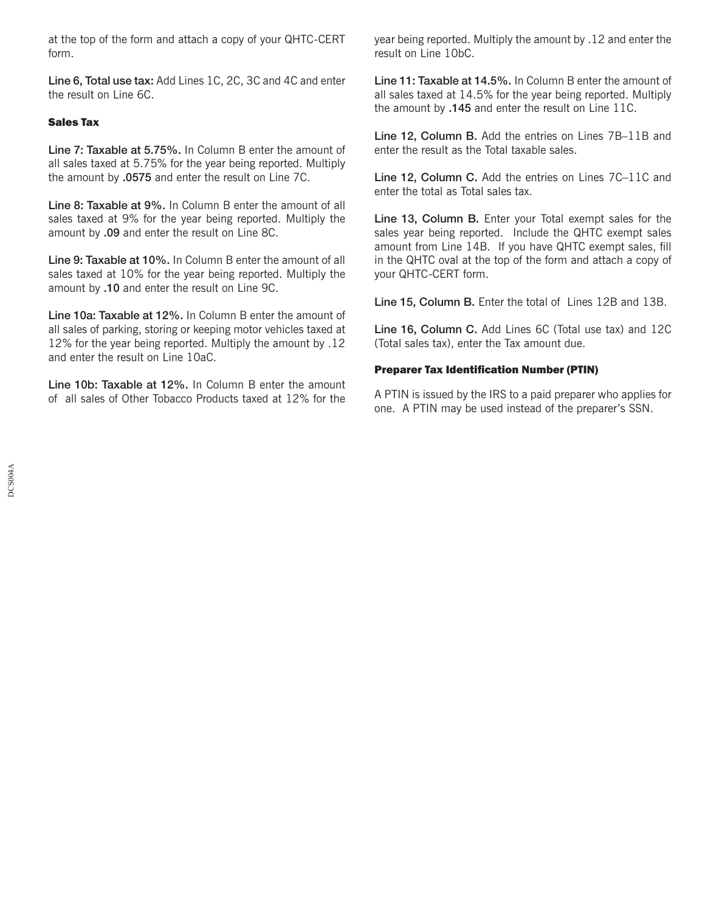at the top of the form and attach a copy of your QHTC-CERT form.

**Line 6, Total use tax:** Add Lines 1C, 2C, 3C and 4C and enter the result on Line 6C.

### Sales Tax

**Line 7: Taxable at 5.75%.** In Column B enter the amount of all sales taxed at 5.75% for the year being reported. Multiply the amount by **.0575** and enter the result on Line 7C.

**Line 8: Taxable at 9%.** In Column B enter the amount of all sales taxed at 9% for the year being reported. Multiply the amount by **.09** and enter the result on Line 8C.

**Line 9: Taxable at 10%.** In Column B enter the amount of all sales taxed at 10% for the year being reported. Multiply the amount by **.10** and enter the result on Line 9C.

**Line 10a: Taxable at 12%.** In Column B enter the amount of all sales of parking, storing or keeping motor vehicles taxed at 12% for the year being reported. Multiply the amount by .12 and enter the result on Line 10aC.

**Line 10b: Taxable at 12%.** In Column B enter the amount of all sales of Other Tobacco Products taxed at 12% for the year being reported. Multiply the amount by .12 and enter the result on Line 10bC.

**Line 11: Taxable at 14.5%.** In Column B enter the amount of all sales taxed at 14.5% for the year being reported. Multiply the amount by **.145** and enter the result on Line 11C.

**Line 12, Column B.** Add the entries on Lines 7B–11B and enter the result as the Total taxable sales.

**Line 12, Column C.** Add the entries on Lines 7C–11C and enter the total as Total sales tax.

**Line 13, Column B.** Enter your Total exempt sales for the sales year being reported. Include the QHTC exempt sales amount from Line 14B. If you have QHTC exempt sales, fill in the QHTC oval at the top of the form and attach a copy of your QHTC-CERT form.

**Line 15, Column B.** Enter the total of Lines 12B and 13B.

**Line 16, Column C.** Add Lines 6C (Total use tax) and 12C (Total sales tax), enter the Tax amount due.

### Preparer Tax Identification Number (PTIN)

A PTIN is issued by the IRS to a paid preparer who applies for one. A PTIN may be used instead of the preparer's SSN.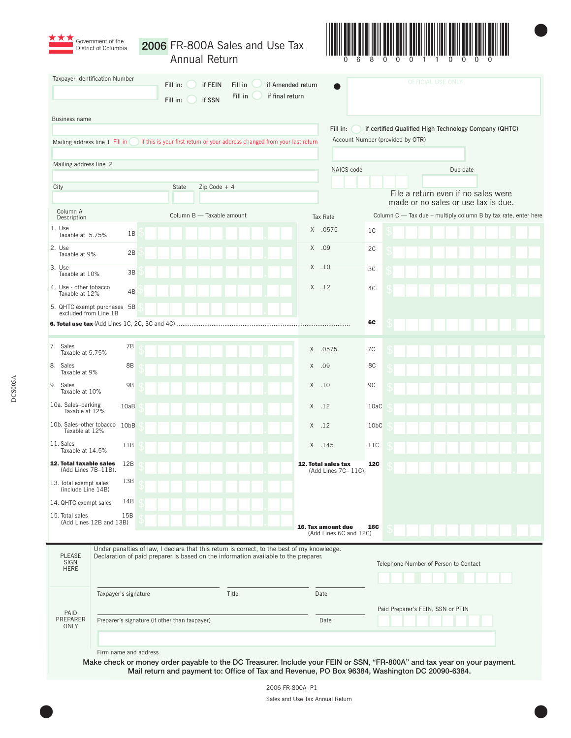Government of the District of Columbia

# 2006 FR-800A Sales and Use Tax Annual Return

0 6 8 0 0 0 1 1 0 0 0 0

Taxpayer Identification Number

Fill in: ◯ if FEIN  Fill in: ◯ if SSN

Fill in ◯ if Amended return  Fill in ◯ if final return

OFFICIAL USE ONLY

Business name

Fill in: ◯ if certified Qualified High Technology Company (QHTC)

Mailing address line 1 Fill in ◯ if this is your first return or your address changed from your last return

Account Number (provided by OTR)

Mailing address line 2

NAICS code  Due date

City  State  Zip Code + 4

File a return even if no sales were made or no sales or use tax is due.

| Column A Description | | Column B — Taxable amount | Tax Rate | | Column C — Tax due – multiply column B by tax rate, enter here |
|---|---|---|---|---|---|
| 1. Use Taxable at 5.75% | 1B | $ | X .0575 | 1C | $ |
| 2. Use Taxable at 9% | 2B | $ | X .09 | 2C | $ |
| 3. Use Taxable at 10% | 3B | $ | X .10 | 3C | $ |
| 4. Use - other tobacco Taxable at 12% | 4B | $ | X .12 | 4C | $ |
| 5. QHTC exempt purchases excluded from Line 1B | 5B | $ | | | |
| **6. Total use tax** (Add Lines 1C, 2C, 3C and 4C) | | | | 6C | $ |
| 7. Sales Taxable at 5.75% | 7B | $ | X .0575 | 7C | $ |
| 8. Sales Taxable at 9% | 8B | $ | X .09 | 8C | $ |
| 9. Sales Taxable at 10% | 9B | $ | X .10 | 9C | $ |
| 10a. Sales–parking Taxable at 12% | 10aB | $ | X .12 | 10aC | $ |
| 10b. Sales–other tobacco Taxable at 12% | 10bB | $ | X .12 | 10bC | $ |
| 11. Sales Taxable at 14.5% | 11B | $ | X .145 | 11C | $ |
| **12. Total taxable sales** (Add Lines 7B–11B). | 12B | $ | **12. Total sales tax** (Add Lines 7C– 11C). | 12C | $ |
| 13. Total exempt sales (include Line 14B) | 13B | $ | | | |
| 14. QHTC exempt sales | 14B | $ | | | |
| 15. Total sales (Add Lines 12B and 13B) | 15B | $ | **16. Tax amount due** (Add Lines 6C and 12C) | 16C | $ |

PLEASE SIGN HERE

Under penalties of law, I declare that this return is correct, to the best of my knowledge. Declaration of paid preparer is based on the information available to the preparer.

Telephone Number of Person to Contact

Taxpayer's signature  Title  Date

PAID PREPARER ONLY

Paid Preparer's FEIN, SSN or PTIN

Preparer's signature (if other than taxpayer)  Date

Firm name and address

**Make check or money order payable to the DC Treasurer. Include your FEIN or SSN, "FR-800A" and tax year on your payment. Mail return and payment to: Office of Tax and Revenue, PO Box 96384, Washington DC 20090-6384.**

DCS005A

2006 FR-800A P1

Sales and Use Tax Annual Return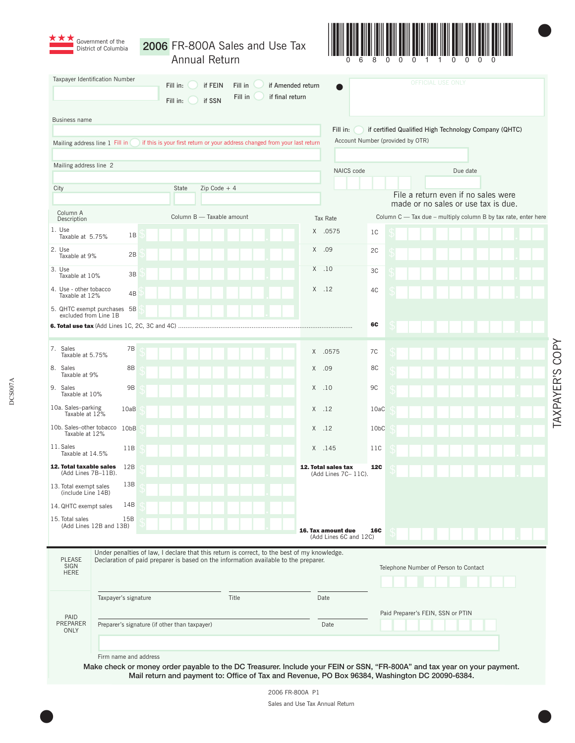Government of the District of Columbia

# 2006 FR-800A Sales and Use Tax Annual Return

0 6 8 0 0 0 1 1 0 0 0 0

Taxpayer Identification Number

Fill in: ◯ if FEIN    Fill in ◯ if Amended return
Fill in: ◯ if SSN    Fill in ◯ if final return

OFFICIAL USE ONLY

Business name

Fill in: ◯ if certified Qualified High Technology Company (QHTC)

Mailing address line 1  Fill in ◯ if this is your first return or your address changed from your last return

Account Number (provided by OTR)

Mailing address line 2

NAICS code    Due date

City    State    Zip Code + 4

File a return even if no sales were made or no sales or use tax is due.

| Column A Description | | Column B — Taxable amount | Tax Rate | | Column C — Tax due – multiply column B by tax rate, enter here |
|---|---|---|---|---|---|
| 1. Use Taxable at 5.75% | 1B | $ . | X .0575 | 1C | $ . |
| 2. Use Taxable at 9% | 2B | $ . | X .09 | 2C | $ . |
| 3. Use Taxable at 10% | 3B | $ . | X .10 | 3C | $ . |
| 4. Use - other tobacco Taxable at 12% | 4B | $ . | X .12 | 4C | $ . |
| 5. QHTC exempt purchases excluded from Line 1B | 5B | $ . | | | |
| **6. Total use tax** (Add Lines 1C, 2C, 3C and 4C) | | | | **6C** | $ . |
| 7. Sales Taxable at 5.75% | 7B | $ . | X .0575 | 7C | $ . |
| 8. Sales Taxable at 9% | 8B | $ . | X .09 | 8C | $ . |
| 9. Sales Taxable at 10% | 9B | $ . | X .10 | 9C | $ . |
| 10a. Sales–parking Taxable at 12% | 10aB | $ . | X .12 | 10aC | $ . |
| 10b. Sales–other tobacco Taxable at 12% | 10bB | $ . | X .12 | 10bC | $ . |
| 11. Sales Taxable at 14.5% | 11B | $ . | X .145 | 11C | $ . |
| **12. Total taxable sales** (Add Lines 7B–11B). | 12B | $ . | **12. Total sales tax** (Add Lines 7C– 11C). | **12C** | $ . |
| 13. Total exempt sales (include Line 14B) | 13B | $ . | | | |
| 14. QHTC exempt sales | 14B | $ . | | | |
| 15. Total sales (Add Lines 12B and 13B) | 15B | $ . | **16. Tax amount due** (Add Lines 6C and 12C) | **16C** | $ . |

**PLEASE SIGN HERE**

Under penalties of law, I declare that this return is correct, to the best of my knowledge. Declaration of paid preparer is based on the information available to the preparer.

Telephone Number of Person to Contact

Taxpayer's signature    Title    Date

**PAID PREPARER ONLY**

Paid Preparer's FEIN, SSN or PTIN

Preparer's signature (if other than taxpayer)    Date

Firm name and address

**Make check or money order payable to the DC Treasurer. Include your FEIN or SSN, "FR-800A" and tax year on your payment. Mail return and payment to: Office of Tax and Revenue, PO Box 96384, Washington DC 20090-6384.**

TAXPAYER'S COPY

DCS007A

2006 FR-800A P1

Sales and Use Tax Annual Return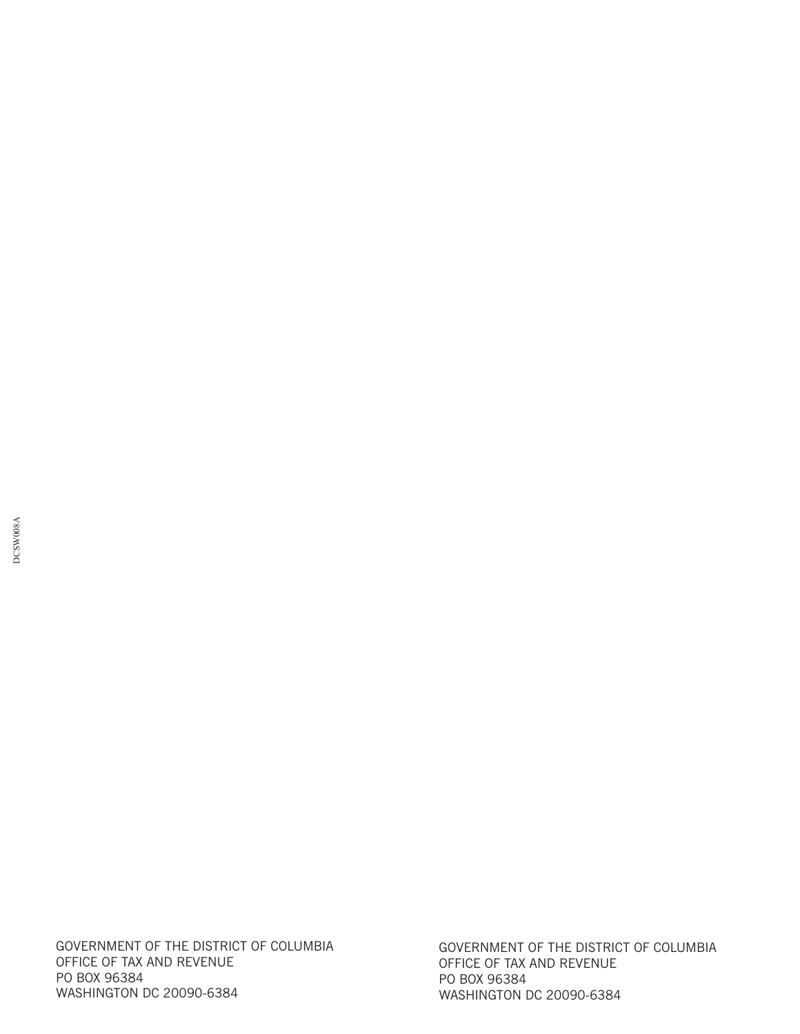DCSW008A

GOVERNMENT OF THE DISTRICT OF COLUMBIA
OFFICE OF TAX AND REVENUE
PO BOX 96384
WASHINGTON DC 20090-6384

GOVERNMENT OF THE DISTRICT OF COLUMBIA
OFFICE OF TAX AND REVENUE
PO BOX 96384
WASHINGTON DC 20090-6384